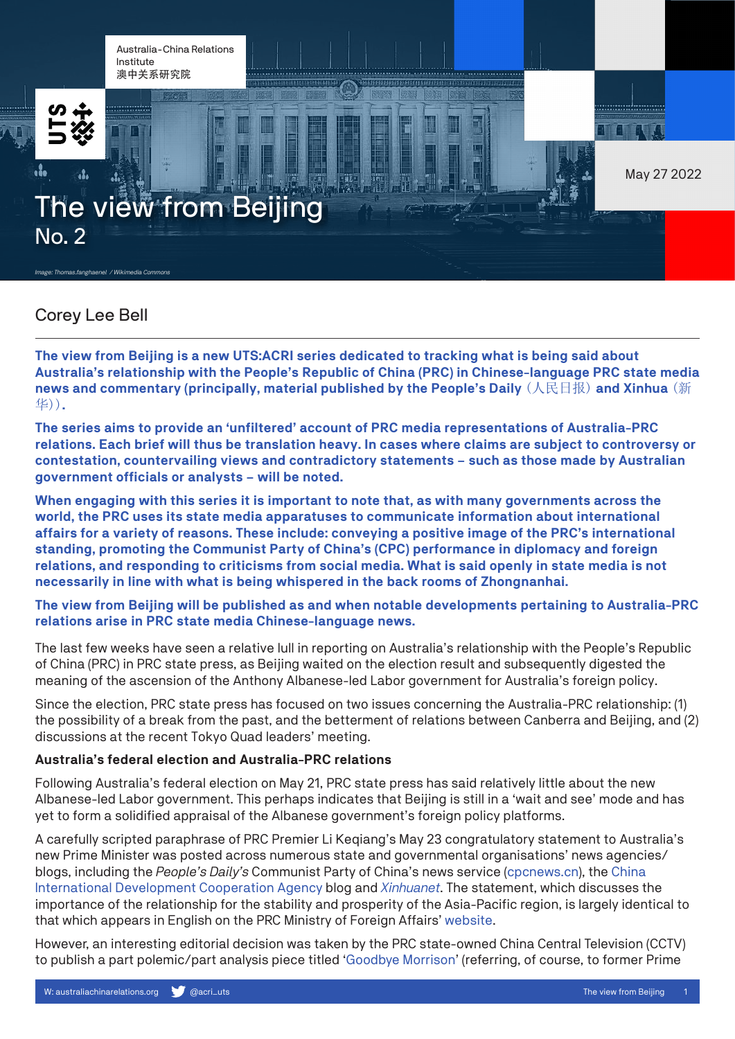Australia-China Relations Institute
澳中关系研究院

May 27 2022

# The view from Beijing
No. 2

*Image: Thomas.fanghaenel / Wikimedia Commons*

Corey Lee Bell

**The view from Beijing is a new UTS:ACRI series dedicated to tracking what is being said about Australia's relationship with the People's Republic of China (PRC) in Chinese-language PRC state media news and commentary (principally, material published by the People's Daily（人民日报）and Xinhua（新华））.**

**The series aims to provide an 'unfiltered' account of PRC media representations of Australia-PRC relations. Each brief will thus be translation heavy. In cases where claims are subject to controversy or contestation, countervailing views and contradictory statements – such as those made by Australian government officials or analysts – will be noted.**

**When engaging with this series it is important to note that, as with many governments across the world, the PRC uses its state media apparatuses to communicate information about international affairs for a variety of reasons. These include: conveying a positive image of the PRC's international standing, promoting the Communist Party of China's (CPC) performance in diplomacy and foreign relations, and responding to criticisms from social media. What is said openly in state media is not necessarily in line with what is being whispered in the back rooms of Zhongnanhai.**

**The view from Beijing will be published as and when notable developments pertaining to Australia-PRC relations arise in PRC state media Chinese-language news.**

The last few weeks have seen a relative lull in reporting on Australia's relationship with the People's Republic of China (PRC) in PRC state press, as Beijing waited on the election result and subsequently digested the meaning of the ascension of the Anthony Albanese-led Labor government for Australia's foreign policy.

Since the election, PRC state press has focused on two issues concerning the Australia-PRC relationship: (1) the possibility of a break from the past, and the betterment of relations between Canberra and Beijing, and (2) discussions at the recent Tokyo Quad leaders' meeting.

### Australia's federal election and Australia-PRC relations

Following Australia's federal election on May 21, PRC state press has said relatively little about the new Albanese-led Labor government. This perhaps indicates that Beijing is still in a 'wait and see' mode and has yet to form a solidified appraisal of the Albanese government's foreign policy platforms.

A carefully scripted paraphrase of PRC Premier Li Keqiang's May 23 congratulatory statement to Australia's new Prime Minister was posted across numerous state and governmental organisations' news agencies/ blogs, including the *People's Daily's* Communist Party of China's news service (cpcnews.cn), the China International Development Cooperation Agency blog and *Xinhuanet*. The statement, which discusses the importance of the relationship for the stability and prosperity of the Asia-Pacific region, is largely identical to that which appears in English on the PRC Ministry of Foreign Affairs' website.

However, an interesting editorial decision was taken by the PRC state-owned China Central Television (CCTV) to publish a part polemic/part analysis piece titled 'Goodbye Morrison' (referring, of course, to former Prime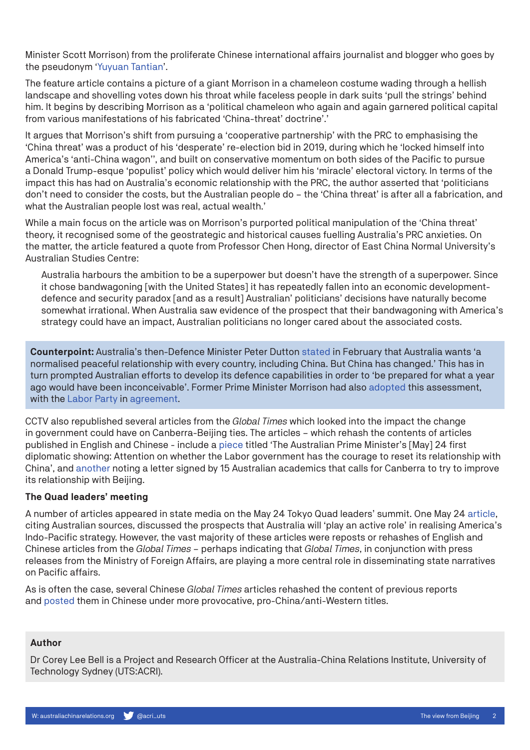Minister Scott Morrison) from the proliferate Chinese international affairs journalist and blogger who goes by the pseudonym 'Yuyuan Tantian'.

The feature article contains a picture of a giant Morrison in a chameleon costume wading through a hellish landscape and shovelling votes down his throat while faceless people in dark suits 'pull the strings' behind him. It begins by describing Morrison as a 'political chameleon who again and again garnered political capital from various manifestations of his fabricated 'China-threat' doctrine'.'

It argues that Morrison's shift from pursuing a 'cooperative partnership' with the PRC to emphasising the 'China threat' was a product of his 'desperate' re-election bid in 2019, during which he 'locked himself into America's 'anti-China wagon'', and built on conservative momentum on both sides of the Pacific to pursue a Donald Trump-esque 'populist' policy which would deliver him his 'miracle' electoral victory. In terms of the impact this has had on Australia's economic relationship with the PRC, the author asserted that 'politicians don't need to consider the costs, but the Australian people do – the 'China threat' is after all a fabrication, and what the Australian people lost was real, actual wealth.'

While a main focus on the article was on Morrison's purported political manipulation of the 'China threat' theory, it recognised some of the geostrategic and historical causes fuelling Australia's PRC anxieties. On the matter, the article featured a quote from Professor Chen Hong, director of East China Normal University's Australian Studies Centre:

> Australia harbours the ambition to be a superpower but doesn't have the strength of a superpower. Since it chose bandwagoning [with the United States] it has repeatedly fallen into an economic development-defence and security paradox [and as a result] Australian' politicians' decisions have naturally become somewhat irrational. When Australia saw evidence of the prospect that their bandwagoning with America's strategy could have an impact, Australian politicians no longer cared about the associated costs.

**Counterpoint:** Australia's then-Defence Minister Peter Dutton stated in February that Australia wants 'a normalised peaceful relationship with every country, including China. But China has changed.' This has in turn prompted Australian efforts to develop its defence capabilities in order to 'be prepared for what a year ago would have been inconceivable'. Former Prime Minister Morrison had also adopted this assessment, with the Labor Party in agreement.

CCTV also republished several articles from the *Global Times* which looked into the impact the change in government could have on Canberra-Beijing ties. The articles – which rehash the contents of articles published in English and Chinese - include a piece titled 'The Australian Prime Minister's [May] 24 first diplomatic showing: Attention on whether the Labor government has the courage to reset its relationship with China', and another noting a letter signed by 15 Australian academics that calls for Canberra to try to improve its relationship with Beijing.

**The Quad leaders' meeting**

A number of articles appeared in state media on the May 24 Tokyo Quad leaders' summit. One May 24 article, citing Australian sources, discussed the prospects that Australia will 'play an active role' in realising America's Indo-Pacific strategy. However, the vast majority of these articles were reposts or rehashes of English and Chinese articles from the *Global Times* – perhaps indicating that *Global Times*, in conjunction with press releases from the Ministry of Foreign Affairs, are playing a more central role in disseminating state narratives on Pacific affairs.

As is often the case, several Chinese *Global Times* articles rehashed the content of previous reports and posted them in Chinese under more provocative, pro-China/anti-Western titles.

**Author**

Dr Corey Lee Bell is a Project and Research Officer at the Australia-China Relations Institute, University of Technology Sydney (UTS:ACRI).